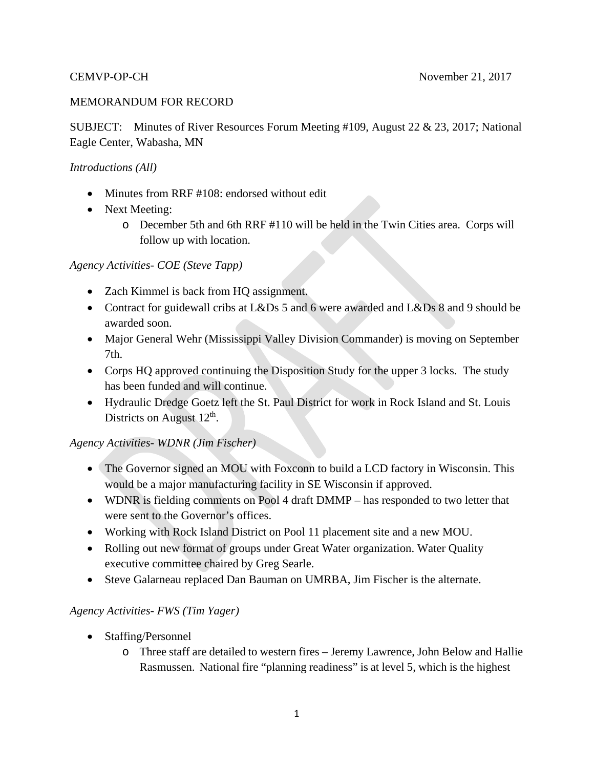CEMVP-OP-CH November 21, 2017

MEMORANDUM FOR RECORD

SUBJECT: Minutes of River Resources Forum Meeting #109, August 22 & 23, 2017; National Eagle Center, Wabasha, MN

*Introductions (All)*

- Minutes from RRF #108: endorsed without edit
- Next Meeting:
  - December 5th and 6th RRF #110 will be held in the Twin Cities area. Corps will follow up with location.

*Agency Activities- COE (Steve Tapp)*

- Zach Kimmel is back from HQ assignment.
- Contract for guidewall cribs at L&Ds 5 and 6 were awarded and L&Ds 8 and 9 should be awarded soon.
- Major General Wehr (Mississippi Valley Division Commander) is moving on September 7th.
- Corps HQ approved continuing the Disposition Study for the upper 3 locks. The study has been funded and will continue.
- Hydraulic Dredge Goetz left the St. Paul District for work in Rock Island and St. Louis Districts on August 12th.

*Agency Activities- WDNR (Jim Fischer)*

- The Governor signed an MOU with Foxconn to build a LCD factory in Wisconsin. This would be a major manufacturing facility in SE Wisconsin if approved.
- WDNR is fielding comments on Pool 4 draft DMMP – has responded to two letter that were sent to the Governor's offices.
- Working with Rock Island District on Pool 11 placement site and a new MOU.
- Rolling out new format of groups under Great Water organization. Water Quality executive committee chaired by Greg Searle.
- Steve Galarneau replaced Dan Bauman on UMRBA, Jim Fischer is the alternate.

*Agency Activities- FWS (Tim Yager)*

- Staffing/Personnel
  - Three staff are detailed to western fires – Jeremy Lawrence, John Below and Hallie Rasmussen. National fire "planning readiness" is at level 5, which is the highest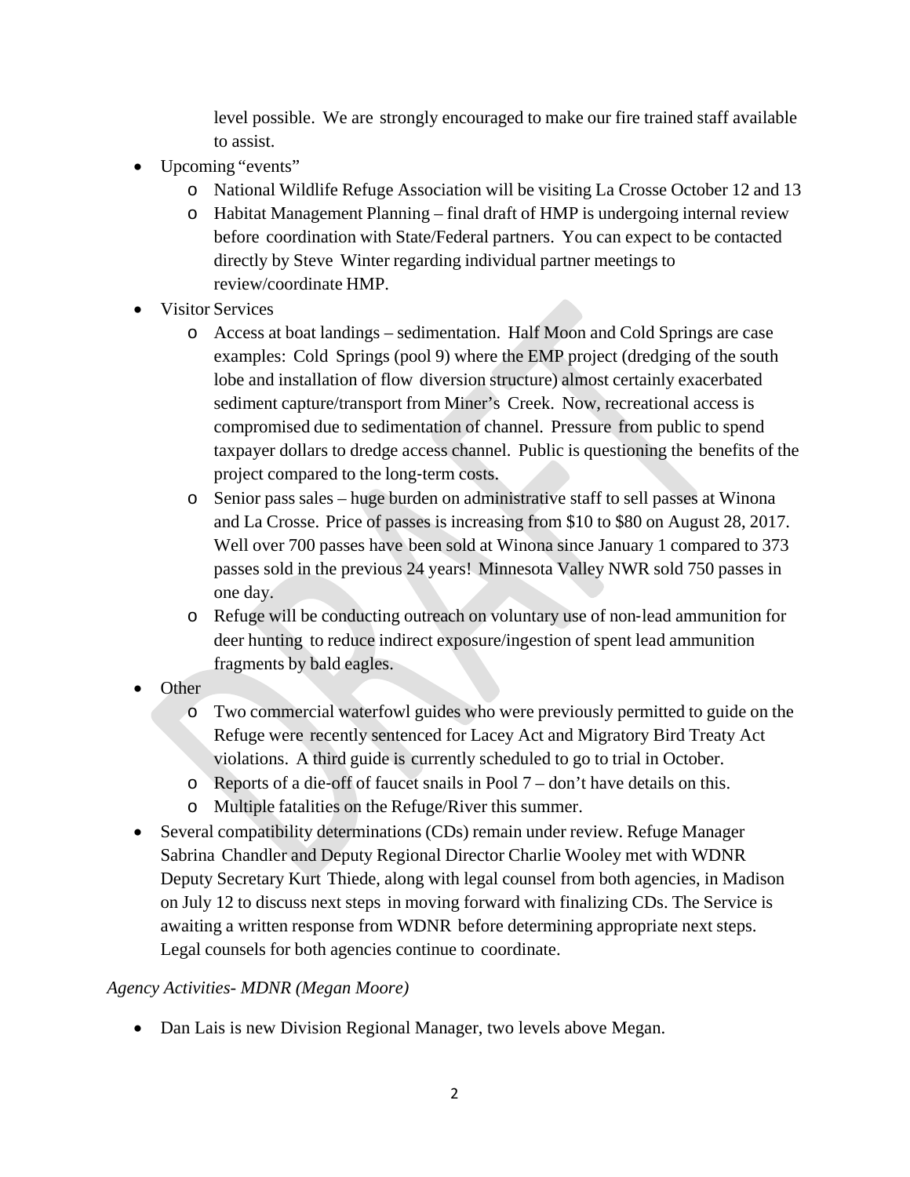level possible. We are strongly encouraged to make our fire trained staff available to assist.

- Upcoming "events"
  - National Wildlife Refuge Association will be visiting La Crosse October 12 and 13
  - Habitat Management Planning – final draft of HMP is undergoing internal review before coordination with State/Federal partners. You can expect to be contacted directly by Steve Winter regarding individual partner meetings to review/coordinate HMP.
- Visitor Services
  - Access at boat landings – sedimentation. Half Moon and Cold Springs are case examples: Cold Springs (pool 9) where the EMP project (dredging of the south lobe and installation of flow diversion structure) almost certainly exacerbated sediment capture/transport from Miner's Creek. Now, recreational access is compromised due to sedimentation of channel. Pressure from public to spend taxpayer dollars to dredge access channel. Public is questioning the benefits of the project compared to the long-term costs.
  - Senior pass sales – huge burden on administrative staff to sell passes at Winona and La Crosse. Price of passes is increasing from $10 to $80 on August 28, 2017. Well over 700 passes have been sold at Winona since January 1 compared to 373 passes sold in the previous 24 years! Minnesota Valley NWR sold 750 passes in one day.
  - Refuge will be conducting outreach on voluntary use of non-lead ammunition for deer hunting to reduce indirect exposure/ingestion of spent lead ammunition fragments by bald eagles.
- Other
  - Two commercial waterfowl guides who were previously permitted to guide on the Refuge were recently sentenced for Lacey Act and Migratory Bird Treaty Act violations. A third guide is currently scheduled to go to trial in October.
  - Reports of a die-off of faucet snails in Pool 7 – don't have details on this.
  - Multiple fatalities on the Refuge/River this summer.
- Several compatibility determinations (CDs) remain under review. Refuge Manager Sabrina Chandler and Deputy Regional Director Charlie Wooley met with WDNR Deputy Secretary Kurt Thiede, along with legal counsel from both agencies, in Madison on July 12 to discuss next steps in moving forward with finalizing CDs. The Service is awaiting a written response from WDNR before determining appropriate next steps. Legal counsels for both agencies continue to coordinate.

*Agency Activities- MDNR (Megan Moore)*

- Dan Lais is new Division Regional Manager, two levels above Megan.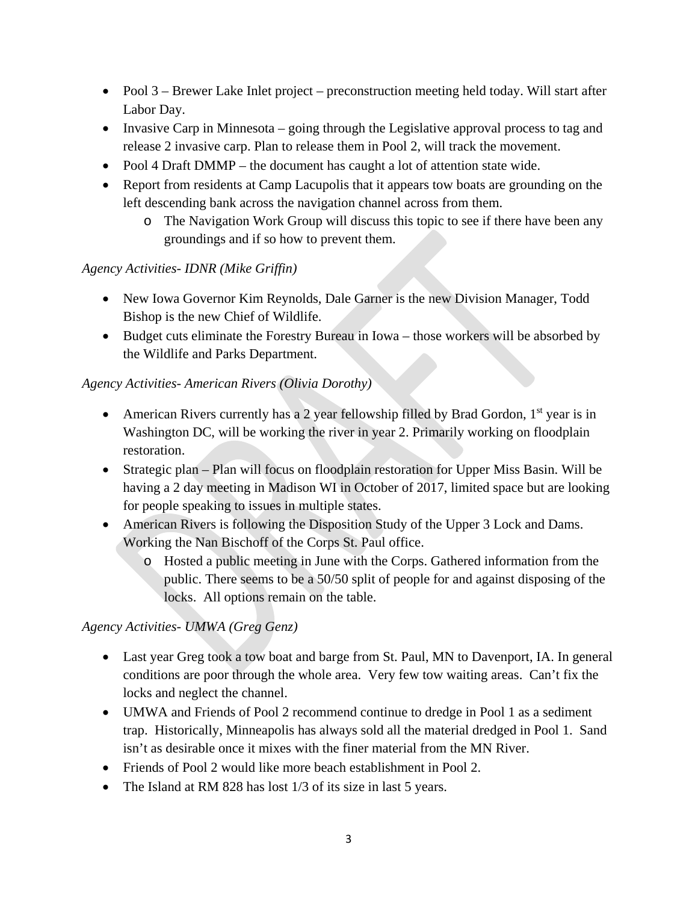- Pool 3 – Brewer Lake Inlet project – preconstruction meeting held today. Will start after Labor Day.
- Invasive Carp in Minnesota – going through the Legislative approval process to tag and release 2 invasive carp. Plan to release them in Pool 2, will track the movement.
- Pool 4 Draft DMMP – the document has caught a lot of attention state wide.
- Report from residents at Camp Lacupolis that it appears tow boats are grounding on the left descending bank across the navigation channel across from them.
  - The Navigation Work Group will discuss this topic to see if there have been any groundings and if so how to prevent them.

*Agency Activities- IDNR (Mike Griffin)*

- New Iowa Governor Kim Reynolds, Dale Garner is the new Division Manager, Todd Bishop is the new Chief of Wildlife.
- Budget cuts eliminate the Forestry Bureau in Iowa – those workers will be absorbed by the Wildlife and Parks Department.

*Agency Activities- American Rivers (Olivia Dorothy)*

- American Rivers currently has a 2 year fellowship filled by Brad Gordon, 1st year is in Washington DC, will be working the river in year 2. Primarily working on floodplain restoration.
- Strategic plan – Plan will focus on floodplain restoration for Upper Miss Basin. Will be having a 2 day meeting in Madison WI in October of 2017, limited space but are looking for people speaking to issues in multiple states.
- American Rivers is following the Disposition Study of the Upper 3 Lock and Dams. Working the Nan Bischoff of the Corps St. Paul office.
  - Hosted a public meeting in June with the Corps. Gathered information from the public. There seems to be a 50/50 split of people for and against disposing of the locks. All options remain on the table.

*Agency Activities- UMWA (Greg Genz)*

- Last year Greg took a tow boat and barge from St. Paul, MN to Davenport, IA. In general conditions are poor through the whole area. Very few tow waiting areas. Can't fix the locks and neglect the channel.
- UMWA and Friends of Pool 2 recommend continue to dredge in Pool 1 as a sediment trap. Historically, Minneapolis has always sold all the material dredged in Pool 1. Sand isn't as desirable once it mixes with the finer material from the MN River.
- Friends of Pool 2 would like more beach establishment in Pool 2.
- The Island at RM 828 has lost 1/3 of its size in last 5 years.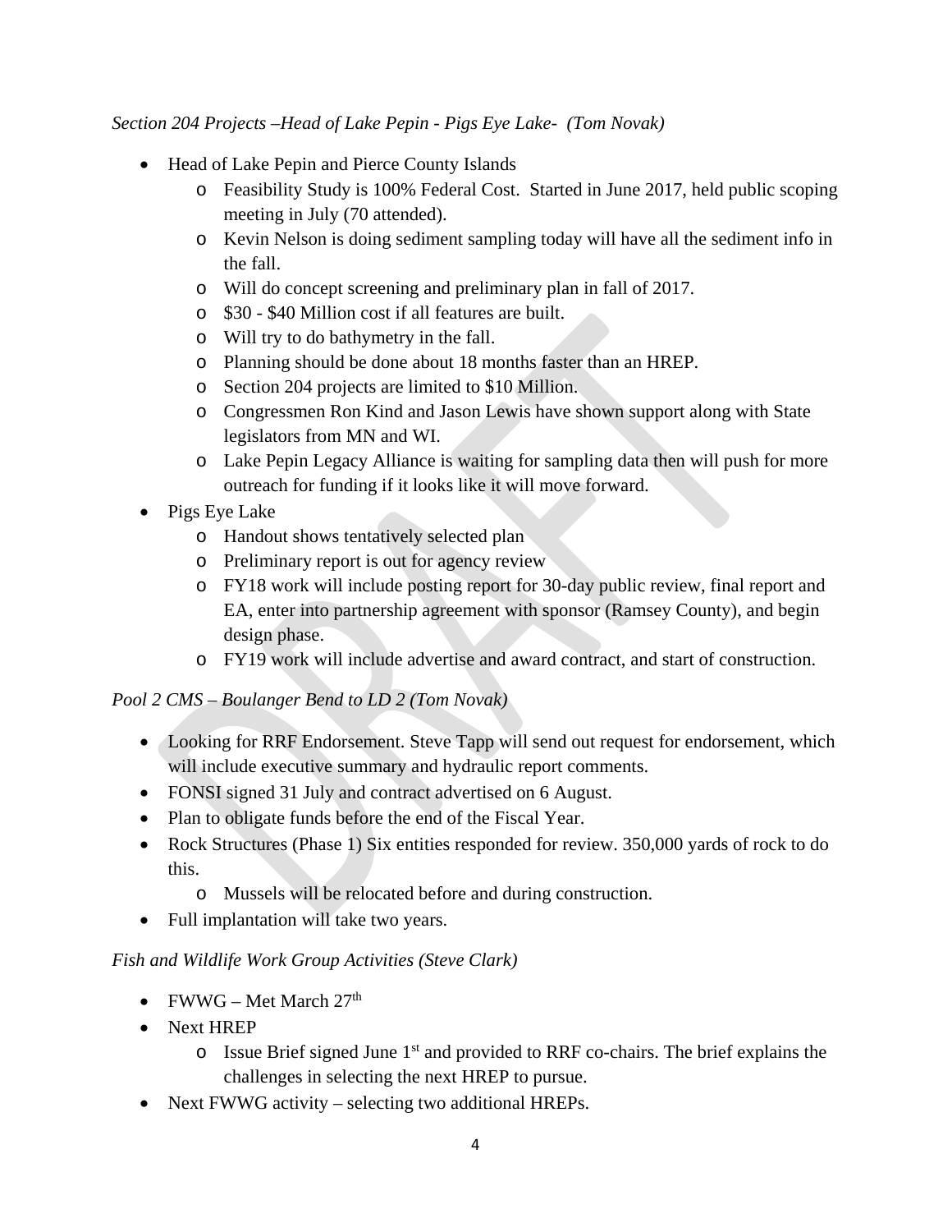*Section 204 Projects –Head of Lake Pepin - Pigs Eye Lake- (Tom Novak)*

- Head of Lake Pepin and Pierce County Islands
  - Feasibility Study is 100% Federal Cost. Started in June 2017, held public scoping meeting in July (70 attended).
  - Kevin Nelson is doing sediment sampling today will have all the sediment info in the fall.
  - Will do concept screening and preliminary plan in fall of 2017.
  - $30 - $40 Million cost if all features are built.
  - Will try to do bathymetry in the fall.
  - Planning should be done about 18 months faster than an HREP.
  - Section 204 projects are limited to $10 Million.
  - Congressmen Ron Kind and Jason Lewis have shown support along with State legislators from MN and WI.
  - Lake Pepin Legacy Alliance is waiting for sampling data then will push for more outreach for funding if it looks like it will move forward.
- Pigs Eye Lake
  - Handout shows tentatively selected plan
  - Preliminary report is out for agency review
  - FY18 work will include posting report for 30-day public review, final report and EA, enter into partnership agreement with sponsor (Ramsey County), and begin design phase.
  - FY19 work will include advertise and award contract, and start of construction.

*Pool 2 CMS – Boulanger Bend to LD 2 (Tom Novak)*

- Looking for RRF Endorsement. Steve Tapp will send out request for endorsement, which will include executive summary and hydraulic report comments.
- FONSI signed 31 July and contract advertised on 6 August.
- Plan to obligate funds before the end of the Fiscal Year.
- Rock Structures (Phase 1) Six entities responded for review. 350,000 yards of rock to do this.
  - Mussels will be relocated before and during construction.
- Full implantation will take two years.

*Fish and Wildlife Work Group Activities (Steve Clark)*

- FWWG – Met March 27th
- Next HREP
  - Issue Brief signed June 1st and provided to RRF co-chairs. The brief explains the challenges in selecting the next HREP to pursue.
- Next FWWG activity – selecting two additional HREPs.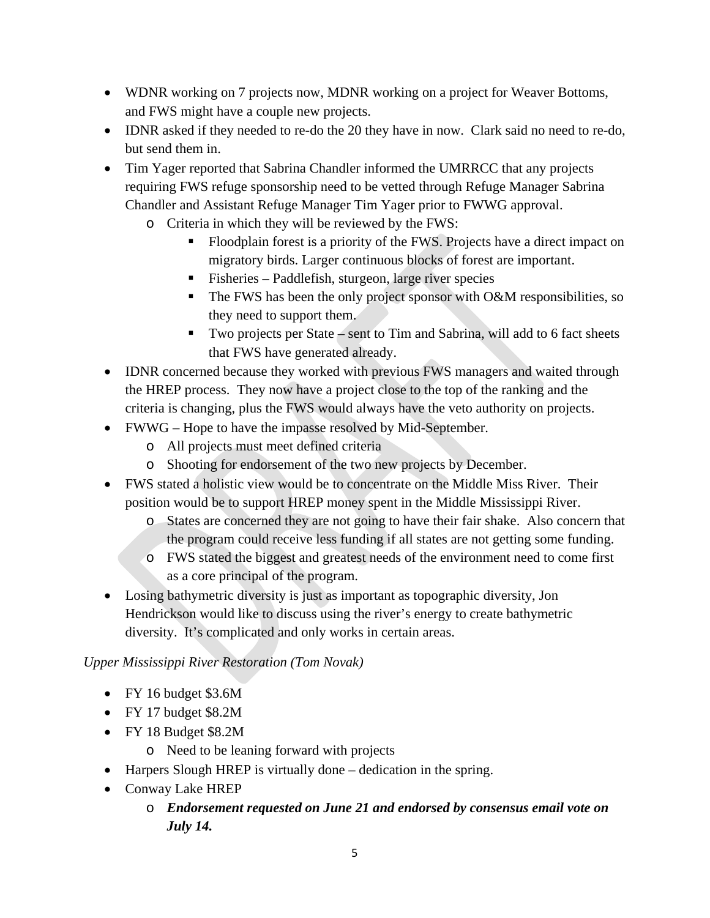- WDNR working on 7 projects now, MDNR working on a project for Weaver Bottoms, and FWS might have a couple new projects.
- IDNR asked if they needed to re-do the 20 they have in now. Clark said no need to re-do, but send them in.
- Tim Yager reported that Sabrina Chandler informed the UMRRCC that any projects requiring FWS refuge sponsorship need to be vetted through Refuge Manager Sabrina Chandler and Assistant Refuge Manager Tim Yager prior to FWWG approval.
  - Criteria in which they will be reviewed by the FWS:
    - Floodplain forest is a priority of the FWS. Projects have a direct impact on migratory birds. Larger continuous blocks of forest are important.
    - Fisheries – Paddlefish, sturgeon, large river species
    - The FWS has been the only project sponsor with O&M responsibilities, so they need to support them.
    - Two projects per State – sent to Tim and Sabrina, will add to 6 fact sheets that FWS have generated already.
- IDNR concerned because they worked with previous FWS managers and waited through the HREP process. They now have a project close to the top of the ranking and the criteria is changing, plus the FWS would always have the veto authority on projects.
- FWWG – Hope to have the impasse resolved by Mid-September.
  - All projects must meet defined criteria
  - Shooting for endorsement of the two new projects by December.
- FWS stated a holistic view would be to concentrate on the Middle Miss River. Their position would be to support HREP money spent in the Middle Mississippi River.
  - States are concerned they are not going to have their fair shake. Also concern that the program could receive less funding if all states are not getting some funding.
  - FWS stated the biggest and greatest needs of the environment need to come first as a core principal of the program.
- Losing bathymetric diversity is just as important as topographic diversity, Jon Hendrickson would like to discuss using the river's energy to create bathymetric diversity. It's complicated and only works in certain areas.

*Upper Mississippi River Restoration (Tom Novak)*

- FY 16 budget $3.6M
- FY 17 budget $8.2M
- FY 18 Budget $8.2M
  - Need to be leaning forward with projects
- Harpers Slough HREP is virtually done – dedication in the spring.
- Conway Lake HREP
  - ***Endorsement requested on June 21 and endorsed by consensus email vote on July 14.***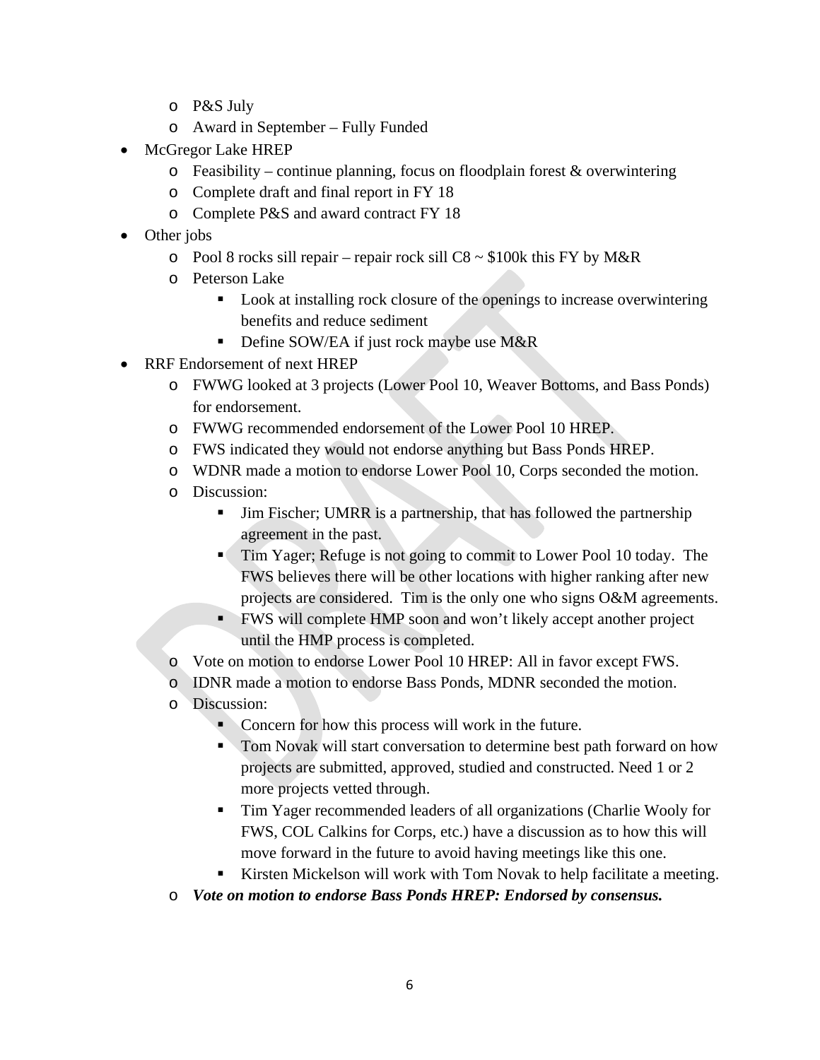- P&S July
  - Award in September – Fully Funded
- McGregor Lake HREP
  - Feasibility – continue planning, focus on floodplain forest & overwintering
  - Complete draft and final report in FY 18
  - Complete P&S and award contract FY 18
- Other jobs
  - Pool 8 rocks sill repair – repair rock sill C8 ~ $100k this FY by M&R
  - Peterson Lake
    - Look at installing rock closure of the openings to increase overwintering benefits and reduce sediment
    - Define SOW/EA if just rock maybe use M&R
- RRF Endorsement of next HREP
  - FWWG looked at 3 projects (Lower Pool 10, Weaver Bottoms, and Bass Ponds) for endorsement.
  - FWWG recommended endorsement of the Lower Pool 10 HREP.
  - FWS indicated they would not endorse anything but Bass Ponds HREP.
  - WDNR made a motion to endorse Lower Pool 10, Corps seconded the motion.
  - Discussion:
    - Jim Fischer; UMRR is a partnership, that has followed the partnership agreement in the past.
    - Tim Yager; Refuge is not going to commit to Lower Pool 10 today. The FWS believes there will be other locations with higher ranking after new projects are considered. Tim is the only one who signs O&M agreements.
    - FWS will complete HMP soon and won't likely accept another project until the HMP process is completed.
  - Vote on motion to endorse Lower Pool 10 HREP: All in favor except FWS.
  - IDNR made a motion to endorse Bass Ponds, MDNR seconded the motion.
  - Discussion:
    - Concern for how this process will work in the future.
    - Tom Novak will start conversation to determine best path forward on how projects are submitted, approved, studied and constructed. Need 1 or 2 more projects vetted through.
    - Tim Yager recommended leaders of all organizations (Charlie Wooly for FWS, COL Calkins for Corps, etc.) have a discussion as to how this will move forward in the future to avoid having meetings like this one.
    - Kirsten Mickelson will work with Tom Novak to help facilitate a meeting.
  - ***Vote on motion to endorse Bass Ponds HREP: Endorsed by consensus.***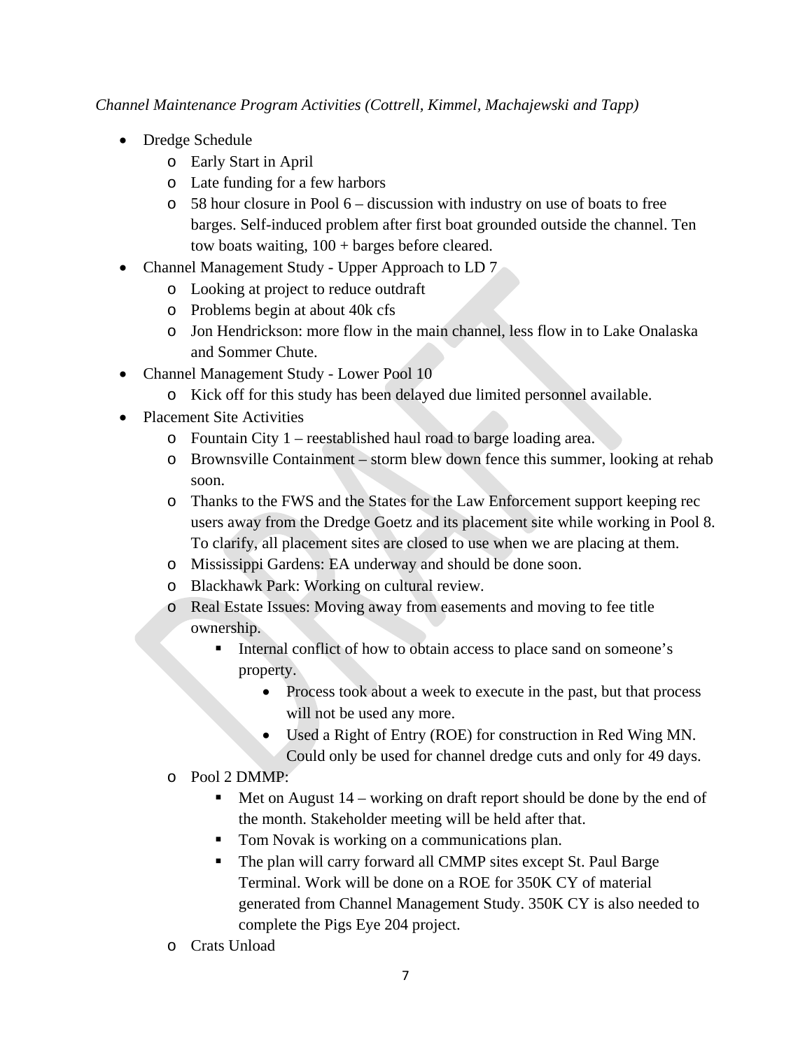*Channel Maintenance Program Activities (Cottrell, Kimmel, Machajewski and Tapp)*

- Dredge Schedule
  - Early Start in April
  - Late funding for a few harbors
  - 58 hour closure in Pool 6 – discussion with industry on use of boats to free barges. Self-induced problem after first boat grounded outside the channel. Ten tow boats waiting, 100 + barges before cleared.
- Channel Management Study - Upper Approach to LD 7
  - Looking at project to reduce outdraft
  - Problems begin at about 40k cfs
  - Jon Hendrickson: more flow in the main channel, less flow in to Lake Onalaska and Sommer Chute.
- Channel Management Study - Lower Pool 10
  - Kick off for this study has been delayed due limited personnel available.
- Placement Site Activities
  - Fountain City 1 – reestablished haul road to barge loading area.
  - Brownsville Containment – storm blew down fence this summer, looking at rehab soon.
  - Thanks to the FWS and the States for the Law Enforcement support keeping rec users away from the Dredge Goetz and its placement site while working in Pool 8. To clarify, all placement sites are closed to use when we are placing at them.
  - Mississippi Gardens: EA underway and should be done soon.
  - Blackhawk Park: Working on cultural review.
  - Real Estate Issues: Moving away from easements and moving to fee title ownership.
    - Internal conflict of how to obtain access to place sand on someone's property.
      - Process took about a week to execute in the past, but that process will not be used any more.
      - Used a Right of Entry (ROE) for construction in Red Wing MN. Could only be used for channel dredge cuts and only for 49 days.
  - Pool 2 DMMP:
    - Met on August 14 – working on draft report should be done by the end of the month. Stakeholder meeting will be held after that.
    - Tom Novak is working on a communications plan.
    - The plan will carry forward all CMMP sites except St. Paul Barge Terminal. Work will be done on a ROE for 350K CY of material generated from Channel Management Study. 350K CY is also needed to complete the Pigs Eye 204 project.
  - Crats Unload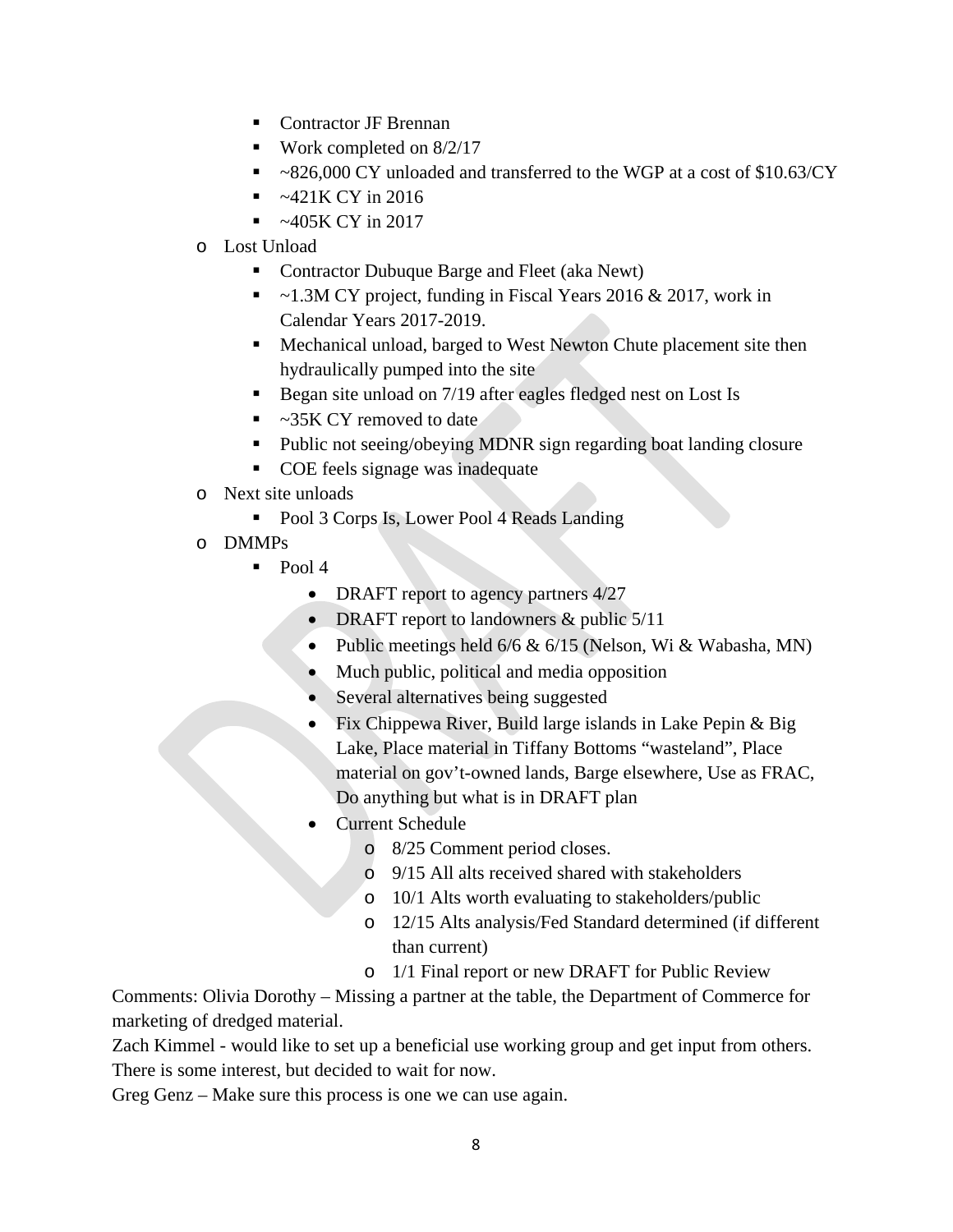- Contractor JF Brennan
        - Work completed on 8/2/17
        - ~826,000 CY unloaded and transferred to the WGP at a cost of $10.63/CY
        - ~421K CY in 2016
        - ~405K CY in 2017
    - Lost Unload
        - Contractor Dubuque Barge and Fleet (aka Newt)
        - ~1.3M CY project, funding in Fiscal Years 2016 & 2017, work in Calendar Years 2017-2019.
        - Mechanical unload, barged to West Newton Chute placement site then hydraulically pumped into the site
        - Began site unload on 7/19 after eagles fledged nest on Lost Is
        - ~35K CY removed to date
        - Public not seeing/obeying MDNR sign regarding boat landing closure
        - COE feels signage was inadequate
    - Next site unloads
        - Pool 3 Corps Is, Lower Pool 4 Reads Landing
    - DMMPs
        - Pool 4
            - DRAFT report to agency partners 4/27
            - DRAFT report to landowners & public 5/11
            - Public meetings held 6/6 & 6/15 (Nelson, Wi & Wabasha, MN)
            - Much public, political and media opposition
            - Several alternatives being suggested
            - Fix Chippewa River, Build large islands in Lake Pepin & Big Lake, Place material in Tiffany Bottoms "wasteland", Place material on gov't-owned lands, Barge elsewhere, Use as FRAC, Do anything but what is in DRAFT plan
            - Current Schedule
                - 8/25 Comment period closes.
                - 9/15 All alts received shared with stakeholders
                - 10/1 Alts worth evaluating to stakeholders/public
                - 12/15 Alts analysis/Fed Standard determined (if different than current)
                - 1/1 Final report or new DRAFT for Public Review

Comments: Olivia Dorothy – Missing a partner at the table, the Department of Commerce for marketing of dredged material.

Zach Kimmel - would like to set up a beneficial use working group and get input from others. There is some interest, but decided to wait for now.

Greg Genz – Make sure this process is one we can use again.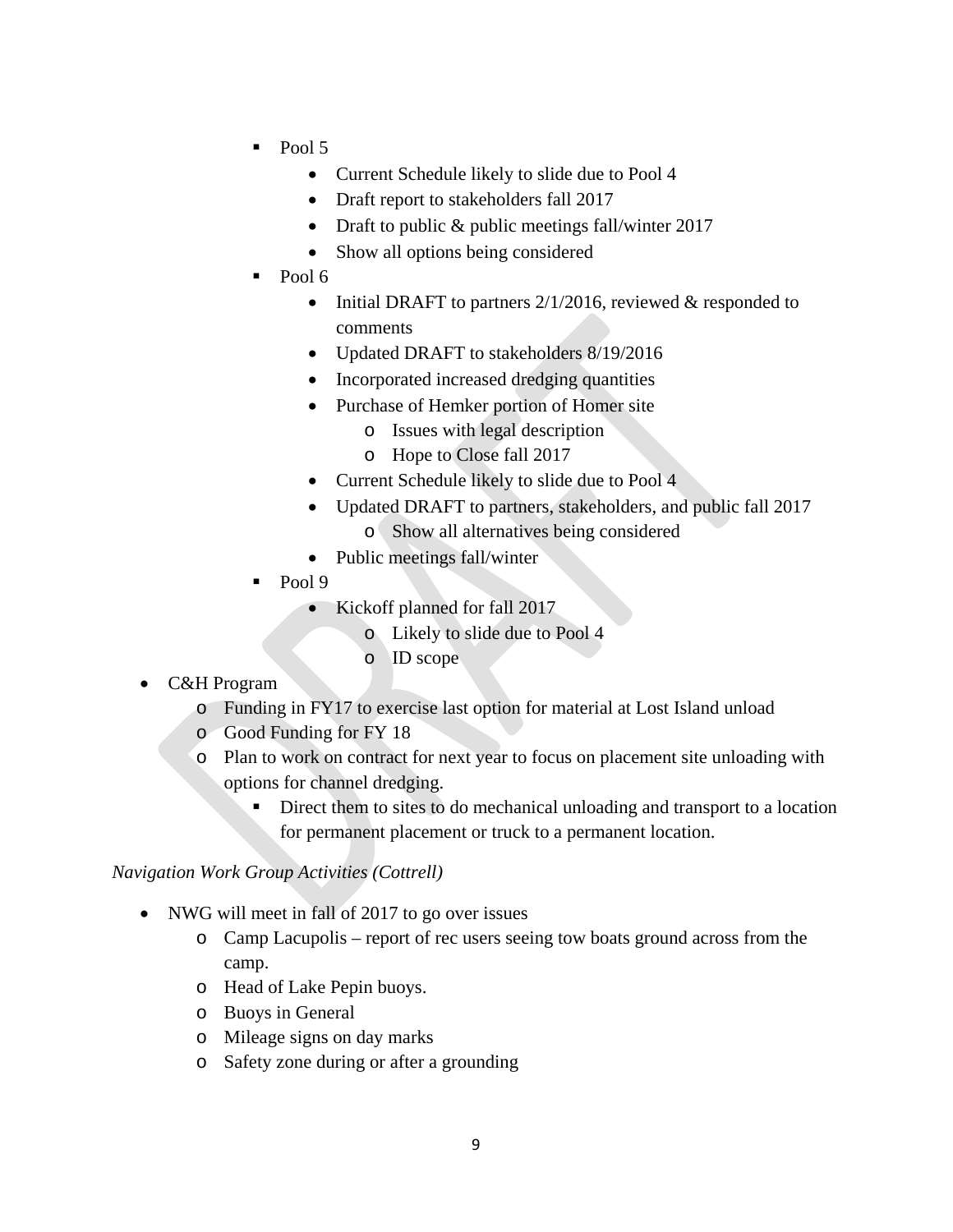- Pool 5
  - Current Schedule likely to slide due to Pool 4
  - Draft report to stakeholders fall 2017
  - Draft to public & public meetings fall/winter 2017
  - Show all options being considered
- Pool 6
  - Initial DRAFT to partners 2/1/2016, reviewed & responded to comments
  - Updated DRAFT to stakeholders 8/19/2016
  - Incorporated increased dredging quantities
  - Purchase of Hemker portion of Homer site
    - Issues with legal description
    - Hope to Close fall 2017
  - Current Schedule likely to slide due to Pool 4
  - Updated DRAFT to partners, stakeholders, and public fall 2017
    - Show all alternatives being considered
  - Public meetings fall/winter
- Pool 9
  - Kickoff planned for fall 2017
    - Likely to slide due to Pool 4
    - ID scope

- C&H Program
  - Funding in FY17 to exercise last option for material at Lost Island unload
  - Good Funding for FY 18
  - Plan to work on contract for next year to focus on placement site unloading with options for channel dredging.
    - Direct them to sites to do mechanical unloading and transport to a location for permanent placement or truck to a permanent location.

*Navigation Work Group Activities (Cottrell)*

- NWG will meet in fall of 2017 to go over issues
  - Camp Lacupolis – report of rec users seeing tow boats ground across from the camp.
  - Head of Lake Pepin buoys.
  - Buoys in General
  - Mileage signs on day marks
  - Safety zone during or after a grounding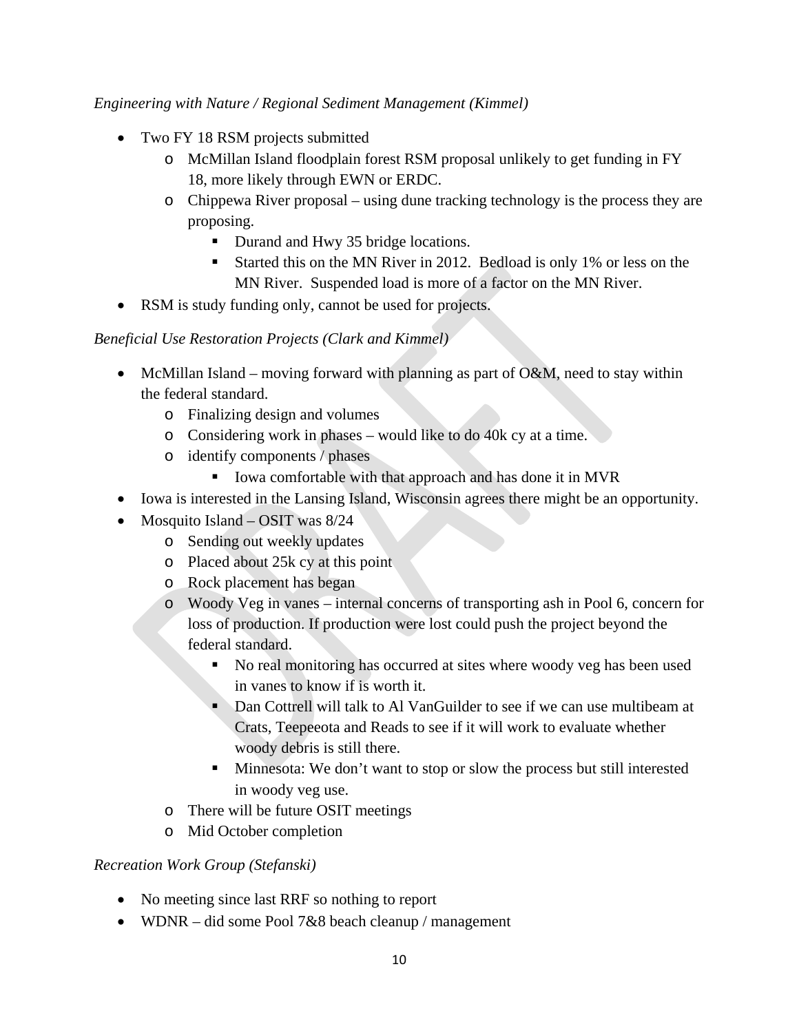*Engineering with Nature / Regional Sediment Management (Kimmel)*

- Two FY 18 RSM projects submitted
  - McMillan Island floodplain forest RSM proposal unlikely to get funding in FY 18, more likely through EWN or ERDC.
  - Chippewa River proposal – using dune tracking technology is the process they are proposing.
    - Durand and Hwy 35 bridge locations.
    - Started this on the MN River in 2012. Bedload is only 1% or less on the MN River. Suspended load is more of a factor on the MN River.
- RSM is study funding only, cannot be used for projects.

*Beneficial Use Restoration Projects (Clark and Kimmel)*

- McMillan Island – moving forward with planning as part of O&M, need to stay within the federal standard.
  - Finalizing design and volumes
  - Considering work in phases – would like to do 40k cy at a time.
  - identify components / phases
    - Iowa comfortable with that approach and has done it in MVR
- Iowa is interested in the Lansing Island, Wisconsin agrees there might be an opportunity.
- Mosquito Island – OSIT was 8/24
  - Sending out weekly updates
  - Placed about 25k cy at this point
  - Rock placement has began
  - Woody Veg in vanes – internal concerns of transporting ash in Pool 6, concern for loss of production. If production were lost could push the project beyond the federal standard.
    - No real monitoring has occurred at sites where woody veg has been used in vanes to know if is worth it.
    - Dan Cottrell will talk to Al VanGuilder to see if we can use multibeam at Crats, Teepeeota and Reads to see if it will work to evaluate whether woody debris is still there.
    - Minnesota: We don't want to stop or slow the process but still interested in woody veg use.
  - There will be future OSIT meetings
  - Mid October completion

*Recreation Work Group (Stefanski)*

- No meeting since last RRF so nothing to report
- WDNR – did some Pool 7&8 beach cleanup / management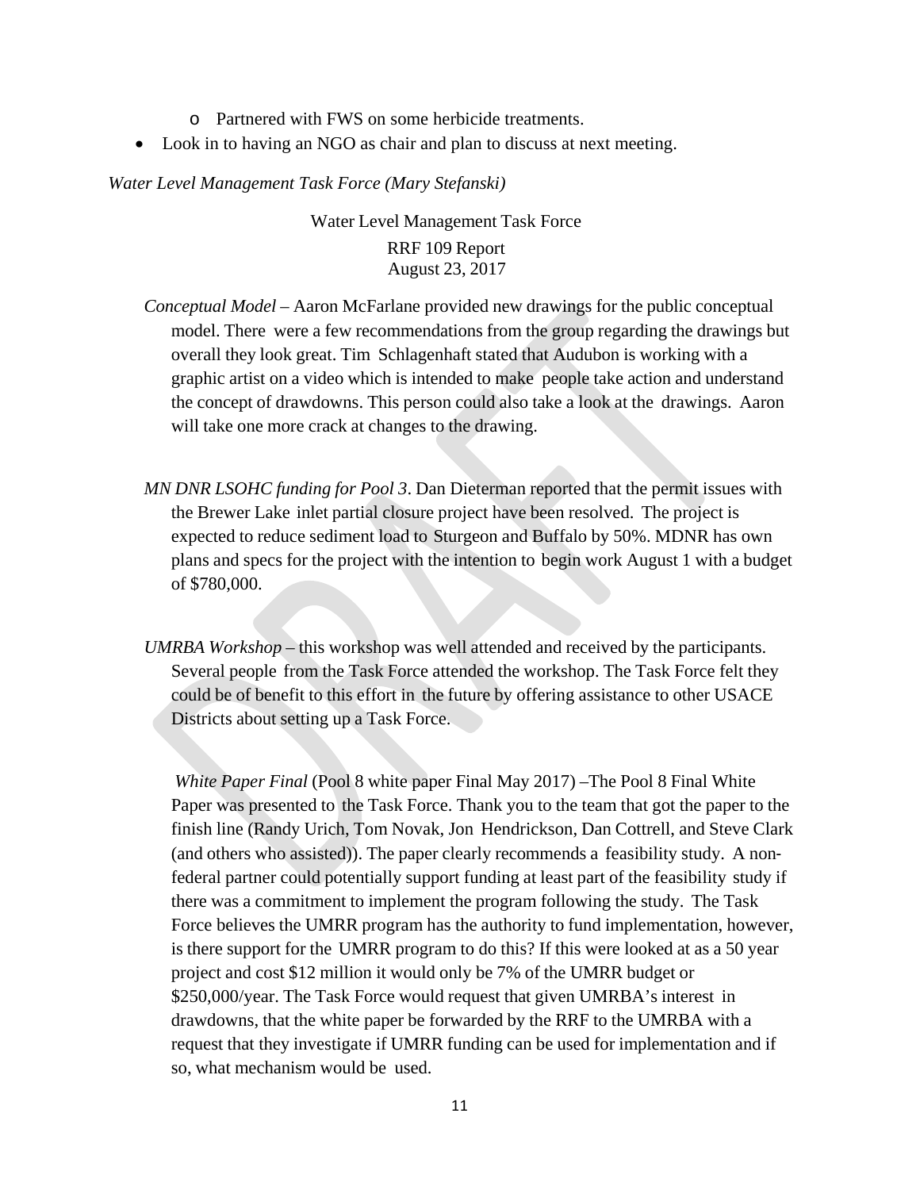- Partnered with FWS on some herbicide treatments.
- Look in to having an NGO as chair and plan to discuss at next meeting.

*Water Level Management Task Force (Mary Stefanski)*

Water Level Management Task Force
RRF 109 Report
August 23, 2017

*Conceptual Model* – Aaron McFarlane provided new drawings for the public conceptual model. There were a few recommendations from the group regarding the drawings but overall they look great. Tim Schlagenhaft stated that Audubon is working with a graphic artist on a video which is intended to make people take action and understand the concept of drawdowns. This person could also take a look at the drawings. Aaron will take one more crack at changes to the drawing.

*MN DNR LSOHC funding for Pool 3*. Dan Dieterman reported that the permit issues with the Brewer Lake inlet partial closure project have been resolved. The project is expected to reduce sediment load to Sturgeon and Buffalo by 50%. MDNR has own plans and specs for the project with the intention to begin work August 1 with a budget of $780,000.

*UMRBA Workshop* – this workshop was well attended and received by the participants. Several people from the Task Force attended the workshop. The Task Force felt they could be of benefit to this effort in the future by offering assistance to other USACE Districts about setting up a Task Force.

*White Paper Final* (Pool 8 white paper Final May 2017) –The Pool 8 Final White Paper was presented to the Task Force. Thank you to the team that got the paper to the finish line (Randy Urich, Tom Novak, Jon Hendrickson, Dan Cottrell, and Steve Clark (and others who assisted)). The paper clearly recommends a feasibility study. A non-federal partner could potentially support funding at least part of the feasibility study if there was a commitment to implement the program following the study. The Task Force believes the UMRR program has the authority to fund implementation, however, is there support for the UMRR program to do this? If this were looked at as a 50 year project and cost $12 million it would only be 7% of the UMRR budget or $250,000/year. The Task Force would request that given UMRBA's interest in drawdowns, that the white paper be forwarded by the RRF to the UMRBA with a request that they investigate if UMRR funding can be used for implementation and if so, what mechanism would be used.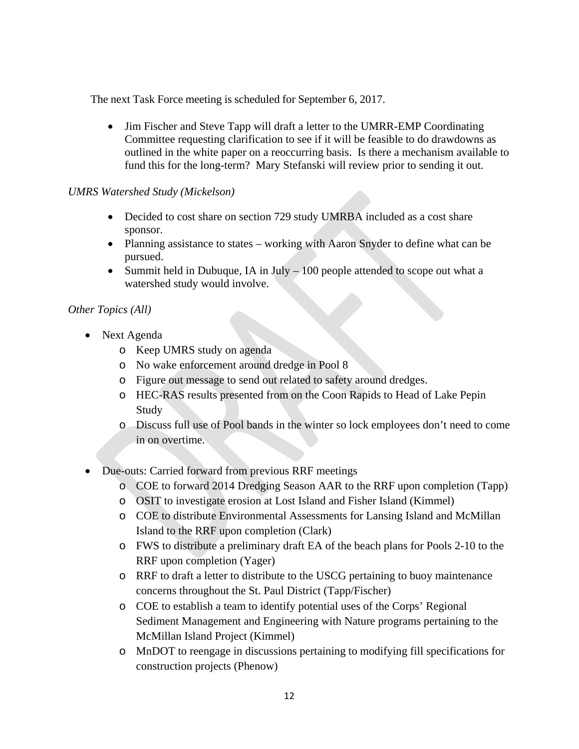The next Task Force meeting is scheduled for September 6, 2017.

- Jim Fischer and Steve Tapp will draft a letter to the UMRR-EMP Coordinating Committee requesting clarification to see if it will be feasible to do drawdowns as outlined in the white paper on a reoccurring basis. Is there a mechanism available to fund this for the long-term? Mary Stefanski will review prior to sending it out.

*UMRS Watershed Study (Mickelson)*

- Decided to cost share on section 729 study UMRBA included as a cost share sponsor.
- Planning assistance to states – working with Aaron Snyder to define what can be pursued.
- Summit held in Dubuque, IA in July – 100 people attended to scope out what a watershed study would involve.

*Other Topics (All)*

- Next Agenda
  - Keep UMRS study on agenda
  - No wake enforcement around dredge in Pool 8
  - Figure out message to send out related to safety around dredges.
  - HEC-RAS results presented from on the Coon Rapids to Head of Lake Pepin Study
  - Discuss full use of Pool bands in the winter so lock employees don't need to come in on overtime.

- Due-outs: Carried forward from previous RRF meetings
  - COE to forward 2014 Dredging Season AAR to the RRF upon completion (Tapp)
  - OSIT to investigate erosion at Lost Island and Fisher Island (Kimmel)
  - COE to distribute Environmental Assessments for Lansing Island and McMillan Island to the RRF upon completion (Clark)
  - FWS to distribute a preliminary draft EA of the beach plans for Pools 2-10 to the RRF upon completion (Yager)
  - RRF to draft a letter to distribute to the USCG pertaining to buoy maintenance concerns throughout the St. Paul District (Tapp/Fischer)
  - COE to establish a team to identify potential uses of the Corps' Regional Sediment Management and Engineering with Nature programs pertaining to the McMillan Island Project (Kimmel)
  - MnDOT to reengage in discussions pertaining to modifying fill specifications for construction projects (Phenow)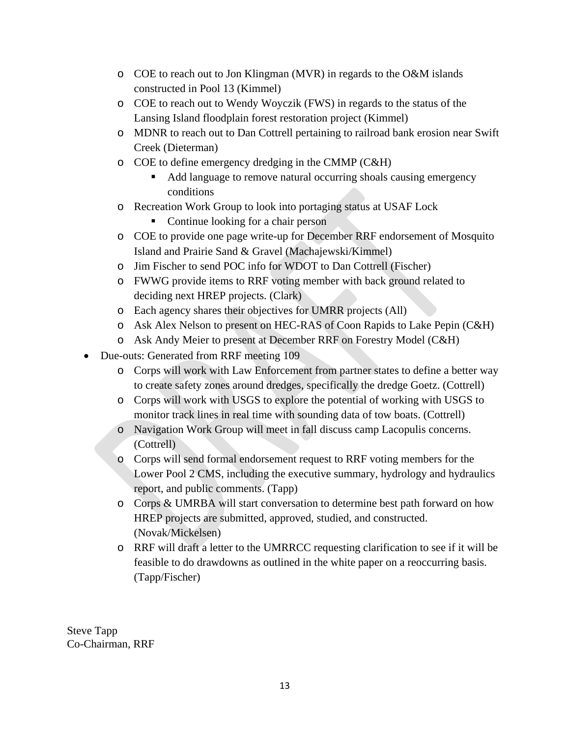- COE to reach out to Jon Klingman (MVR) in regards to the O&M islands constructed in Pool 13 (Kimmel)
  - COE to reach out to Wendy Woyczik (FWS) in regards to the status of the Lansing Island floodplain forest restoration project (Kimmel)
  - MDNR to reach out to Dan Cottrell pertaining to railroad bank erosion near Swift Creek (Dieterman)
  - COE to define emergency dredging in the CMMP (C&H)
    - Add language to remove natural occurring shoals causing emergency conditions
  - Recreation Work Group to look into portaging status at USAF Lock
    - Continue looking for a chair person
  - COE to provide one page write-up for December RRF endorsement of Mosquito Island and Prairie Sand & Gravel (Machajewski/Kimmel)
  - Jim Fischer to send POC info for WDOT to Dan Cottrell (Fischer)
  - FWWG provide items to RRF voting member with back ground related to deciding next HREP projects. (Clark)
  - Each agency shares their objectives for UMRR projects (All)
  - Ask Alex Nelson to present on HEC-RAS of Coon Rapids to Lake Pepin (C&H)
  - Ask Andy Meier to present at December RRF on Forestry Model (C&H)
- Due-outs: Generated from RRF meeting 109
  - Corps will work with Law Enforcement from partner states to define a better way to create safety zones around dredges, specifically the dredge Goetz. (Cottrell)
  - Corps will work with USGS to explore the potential of working with USGS to monitor track lines in real time with sounding data of tow boats. (Cottrell)
  - Navigation Work Group will meet in fall discuss camp Lacopulis concerns. (Cottrell)
  - Corps will send formal endorsement request to RRF voting members for the Lower Pool 2 CMS, including the executive summary, hydrology and hydraulics report, and public comments. (Tapp)
  - Corps & UMRBA will start conversation to determine best path forward on how HREP projects are submitted, approved, studied, and constructed. (Novak/Mickelsen)
  - RRF will draft a letter to the UMRRCC requesting clarification to see if it will be feasible to do drawdowns as outlined in the white paper on a reoccurring basis. (Tapp/Fischer)

Steve Tapp
Co-Chairman, RRF